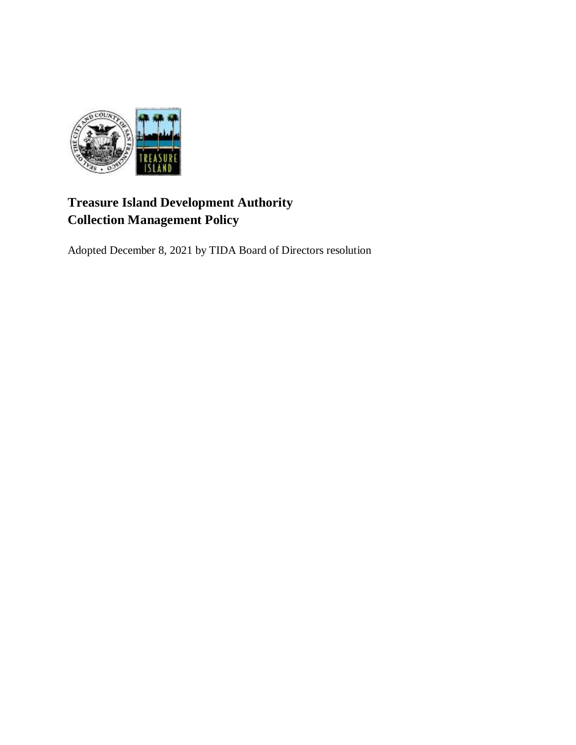# Treasure Island Development Authority
# Collection Management Policy

Adopted December 8, 2021 by TIDA Board of Directors resolution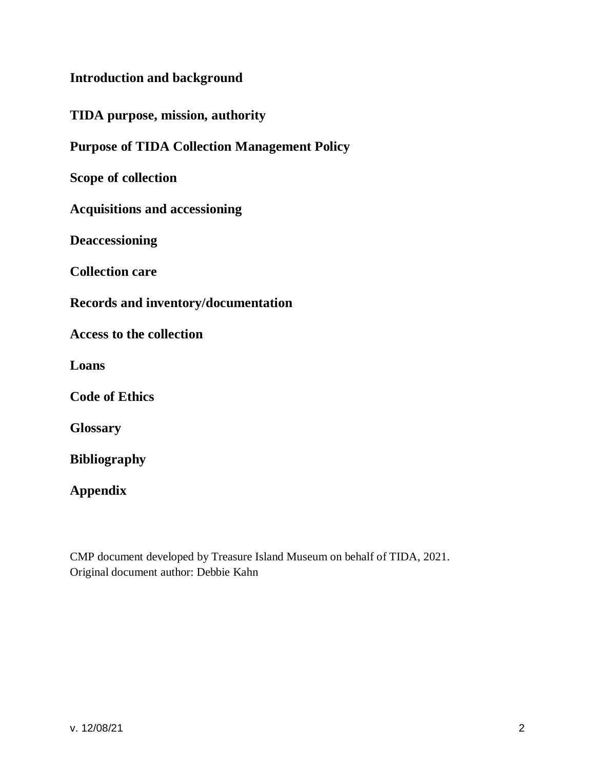**Introduction and background**

**TIDA purpose, mission, authority**

**Purpose of TIDA Collection Management Policy**

**Scope of collection**

**Acquisitions and accessioning**

**Deaccessioning**

**Collection care**

**Records and inventory/documentation**

**Access to the collection**

**Loans**

**Code of Ethics**

**Glossary**

**Bibliography**

**Appendix**

CMP document developed by Treasure Island Museum on behalf of TIDA, 2021.
Original document author: Debbie Kahn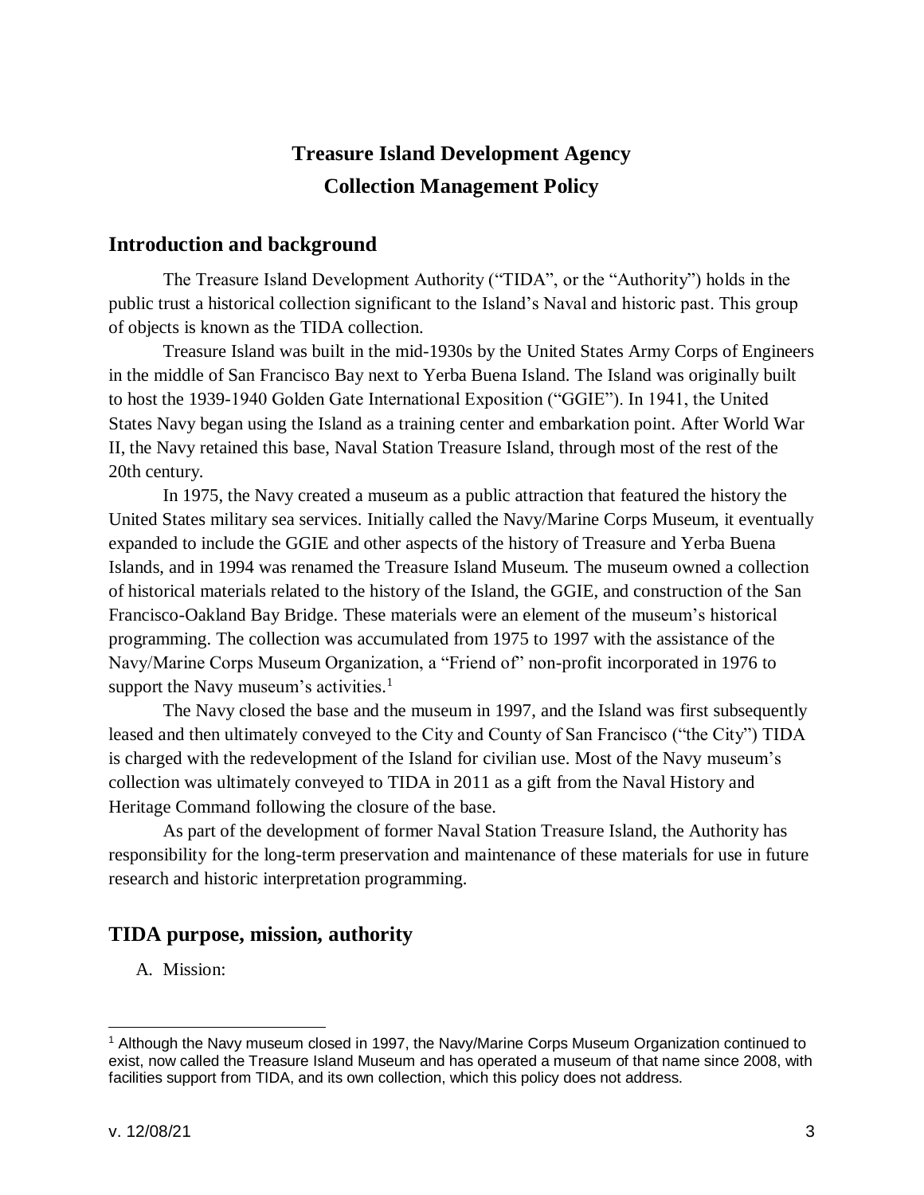# Treasure Island Development Agency
# Collection Management Policy

## Introduction and background

The Treasure Island Development Authority ("TIDA", or the "Authority") holds in the public trust a historical collection significant to the Island's Naval and historic past. This group of objects is known as the TIDA collection.

Treasure Island was built in the mid-1930s by the United States Army Corps of Engineers in the middle of San Francisco Bay next to Yerba Buena Island. The Island was originally built to host the 1939-1940 Golden Gate International Exposition ("GGIE"). In 1941, the United States Navy began using the Island as a training center and embarkation point. After World War II, the Navy retained this base, Naval Station Treasure Island, through most of the rest of the 20th century.

In 1975, the Navy created a museum as a public attraction that featured the history the United States military sea services. Initially called the Navy/Marine Corps Museum, it eventually expanded to include the GGIE and other aspects of the history of Treasure and Yerba Buena Islands, and in 1994 was renamed the Treasure Island Museum. The museum owned a collection of historical materials related to the history of the Island, the GGIE, and construction of the San Francisco-Oakland Bay Bridge. These materials were an element of the museum's historical programming. The collection was accumulated from 1975 to 1997 with the assistance of the Navy/Marine Corps Museum Organization, a "Friend of" non-profit incorporated in 1976 to support the Navy museum's activities.[1]

The Navy closed the base and the museum in 1997, and the Island was first subsequently leased and then ultimately conveyed to the City and County of San Francisco ("the City") TIDA is charged with the redevelopment of the Island for civilian use. Most of the Navy museum's collection was ultimately conveyed to TIDA in 2011 as a gift from the Naval History and Heritage Command following the closure of the base.

As part of the development of former Naval Station Treasure Island, the Authority has responsibility for the long-term preservation and maintenance of these materials for use in future research and historic interpretation programming.

## TIDA purpose, mission, authority

A. Mission:

---

[1] Although the Navy museum closed in 1997, the Navy/Marine Corps Museum Organization continued to exist, now called the Treasure Island Museum and has operated a museum of that name since 2008, with facilities support from TIDA, and its own collection, which this policy does not address.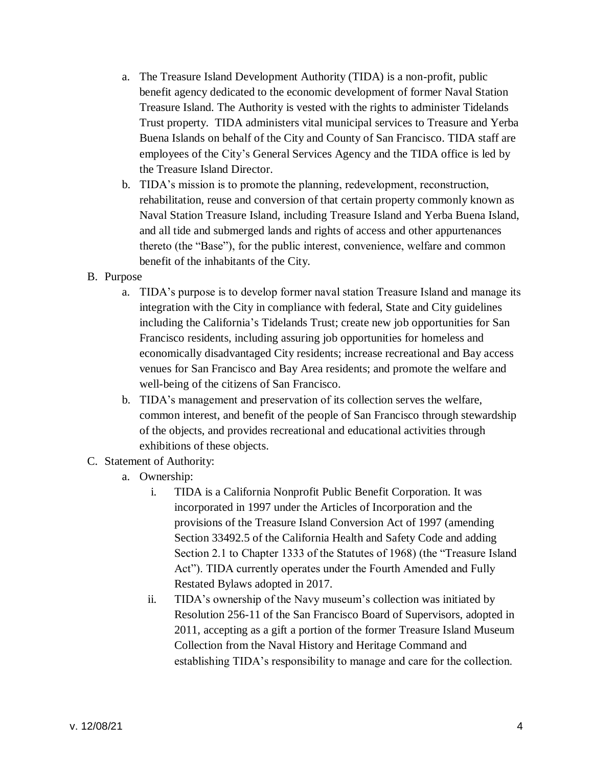a. The Treasure Island Development Authority (TIDA) is a non-profit, public benefit agency dedicated to the economic development of former Naval Station Treasure Island. The Authority is vested with the rights to administer Tidelands Trust property. TIDA administers vital municipal services to Treasure and Yerba Buena Islands on behalf of the City and County of San Francisco. TIDA staff are employees of the City's General Services Agency and the TIDA office is led by the Treasure Island Director.

b. TIDA's mission is to promote the planning, redevelopment, reconstruction, rehabilitation, reuse and conversion of that certain property commonly known as Naval Station Treasure Island, including Treasure Island and Yerba Buena Island, and all tide and submerged lands and rights of access and other appurtenances thereto (the "Base"), for the public interest, convenience, welfare and common benefit of the inhabitants of the City.

B. Purpose

a. TIDA's purpose is to develop former naval station Treasure Island and manage its integration with the City in compliance with federal, State and City guidelines including the California's Tidelands Trust; create new job opportunities for San Francisco residents, including assuring job opportunities for homeless and economically disadvantaged City residents; increase recreational and Bay access venues for San Francisco and Bay Area residents; and promote the welfare and well-being of the citizens of San Francisco.

b. TIDA's management and preservation of its collection serves the welfare, common interest, and benefit of the people of San Francisco through stewardship of the objects, and provides recreational and educational activities through exhibitions of these objects.

C. Statement of Authority:

a. Ownership:

i. TIDA is a California Nonprofit Public Benefit Corporation. It was incorporated in 1997 under the Articles of Incorporation and the provisions of the Treasure Island Conversion Act of 1997 (amending Section 33492.5 of the California Health and Safety Code and adding Section 2.1 to Chapter 1333 of the Statutes of 1968) (the "Treasure Island Act"). TIDA currently operates under the Fourth Amended and Fully Restated Bylaws adopted in 2017.

ii. TIDA's ownership of the Navy museum's collection was initiated by Resolution 256-11 of the San Francisco Board of Supervisors, adopted in 2011, accepting as a gift a portion of the former Treasure Island Museum Collection from the Naval History and Heritage Command and establishing TIDA's responsibility to manage and care for the collection.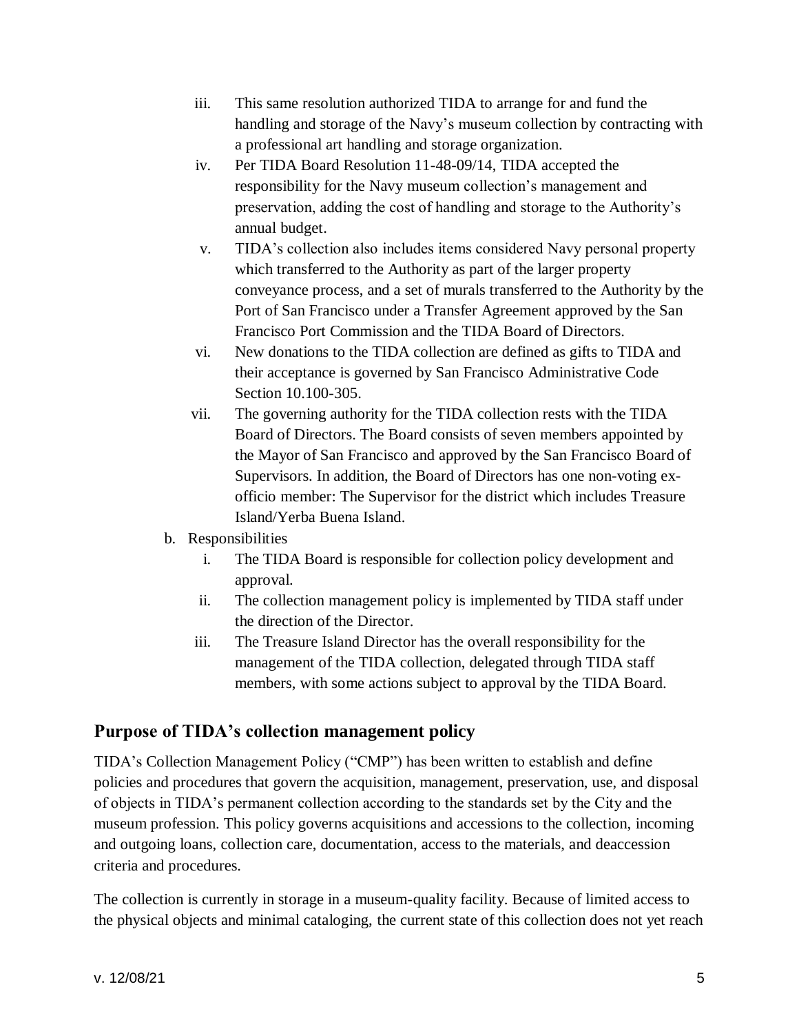iii. This same resolution authorized TIDA to arrange for and fund the handling and storage of the Navy's museum collection by contracting with a professional art handling and storage organization.
   iv. Per TIDA Board Resolution 11-48-09/14, TIDA accepted the responsibility for the Navy museum collection's management and preservation, adding the cost of handling and storage to the Authority's annual budget.
   v. TIDA's collection also includes items considered Navy personal property which transferred to the Authority as part of the larger property conveyance process, and a set of murals transferred to the Authority by the Port of San Francisco under a Transfer Agreement approved by the San Francisco Port Commission and the TIDA Board of Directors.
   vi. New donations to the TIDA collection are defined as gifts to TIDA and their acceptance is governed by San Francisco Administrative Code Section 10.100-305.
   vii. The governing authority for the TIDA collection rests with the TIDA Board of Directors. The Board consists of seven members appointed by the Mayor of San Francisco and approved by the San Francisco Board of Supervisors. In addition, the Board of Directors has one non-voting ex-officio member: The Supervisor for the district which includes Treasure Island/Yerba Buena Island.

b. Responsibilities
   i. The TIDA Board is responsible for collection policy development and approval.
   ii. The collection management policy is implemented by TIDA staff under the direction of the Director.
   iii. The Treasure Island Director has the overall responsibility for the management of the TIDA collection, delegated through TIDA staff members, with some actions subject to approval by the TIDA Board.

## Purpose of TIDA's collection management policy

TIDA's Collection Management Policy ("CMP") has been written to establish and define policies and procedures that govern the acquisition, management, preservation, use, and disposal of objects in TIDA's permanent collection according to the standards set by the City and the museum profession. This policy governs acquisitions and accessions to the collection, incoming and outgoing loans, collection care, documentation, access to the materials, and deaccession criteria and procedures.

The collection is currently in storage in a museum-quality facility. Because of limited access to the physical objects and minimal cataloging, the current state of this collection does not yet reach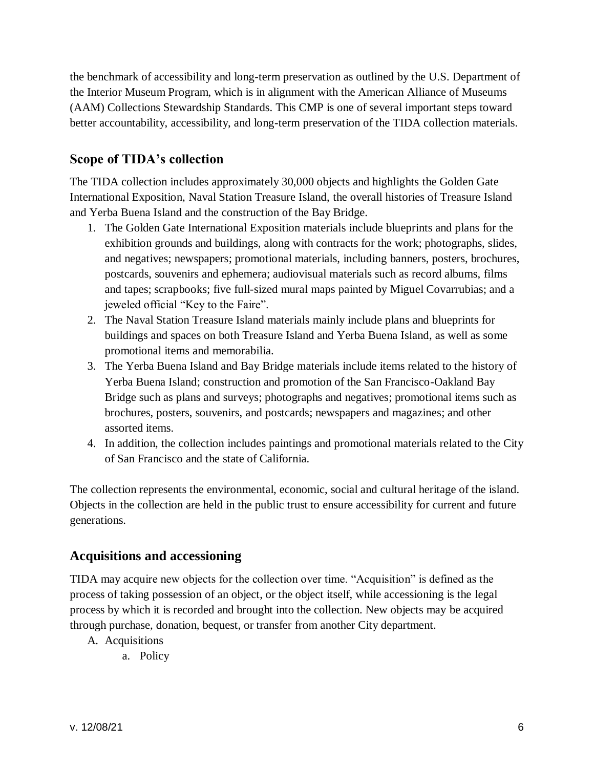the benchmark of accessibility and long-term preservation as outlined by the U.S. Department of the Interior Museum Program, which is in alignment with the American Alliance of Museums (AAM) Collections Stewardship Standards. This CMP is one of several important steps toward better accountability, accessibility, and long-term preservation of the TIDA collection materials.

## Scope of TIDA's collection

The TIDA collection includes approximately 30,000 objects and highlights the Golden Gate International Exposition, Naval Station Treasure Island, the overall histories of Treasure Island and Yerba Buena Island and the construction of the Bay Bridge.

1. The Golden Gate International Exposition materials include blueprints and plans for the exhibition grounds and buildings, along with contracts for the work; photographs, slides, and negatives; newspapers; promotional materials, including banners, posters, brochures, postcards, souvenirs and ephemera; audiovisual materials such as record albums, films and tapes; scrapbooks; five full-sized mural maps painted by Miguel Covarrubias; and a jeweled official "Key to the Faire".
2. The Naval Station Treasure Island materials mainly include plans and blueprints for buildings and spaces on both Treasure Island and Yerba Buena Island, as well as some promotional items and memorabilia.
3. The Yerba Buena Island and Bay Bridge materials include items related to the history of Yerba Buena Island; construction and promotion of the San Francisco-Oakland Bay Bridge such as plans and surveys; photographs and negatives; promotional items such as brochures, posters, souvenirs, and postcards; newspapers and magazines; and other assorted items.
4. In addition, the collection includes paintings and promotional materials related to the City of San Francisco and the state of California.

The collection represents the environmental, economic, social and cultural heritage of the island. Objects in the collection are held in the public trust to ensure accessibility for current and future generations.

## Acquisitions and accessioning

TIDA may acquire new objects for the collection over time. "Acquisition" is defined as the process of taking possession of an object, or the object itself, while accessioning is the legal process by which it is recorded and brought into the collection. New objects may be acquired through purchase, donation, bequest, or transfer from another City department.

A. Acquisitions
   a. Policy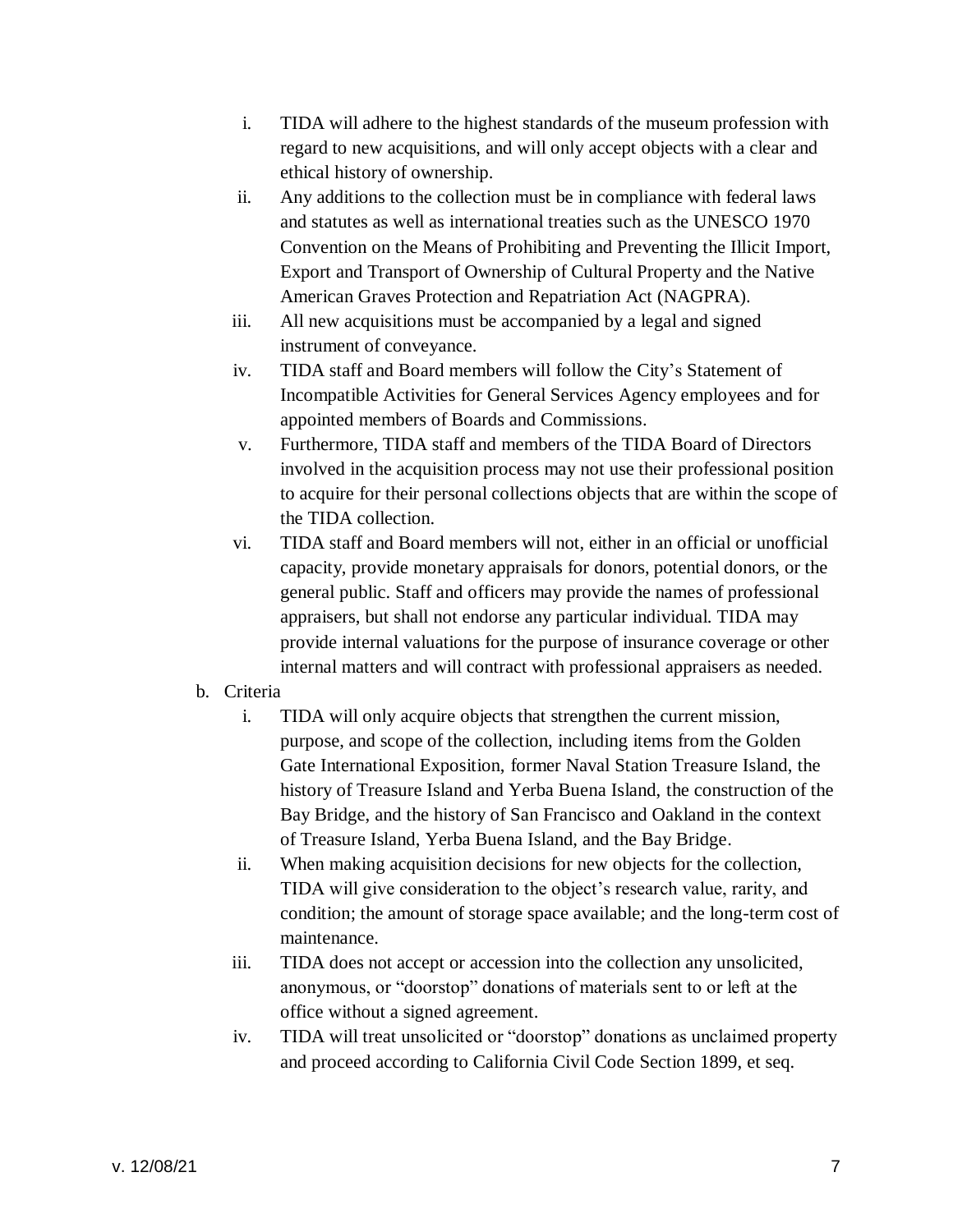i. TIDA will adhere to the highest standards of the museum profession with regard to new acquisitions, and will only accept objects with a clear and ethical history of ownership.
   ii. Any additions to the collection must be in compliance with federal laws and statutes as well as international treaties such as the UNESCO 1970 Convention on the Means of Prohibiting and Preventing the Illicit Import, Export and Transport of Ownership of Cultural Property and the Native American Graves Protection and Repatriation Act (NAGPRA).
   iii. All new acquisitions must be accompanied by a legal and signed instrument of conveyance.
   iv. TIDA staff and Board members will follow the City's Statement of Incompatible Activities for General Services Agency employees and for appointed members of Boards and Commissions.
   v. Furthermore, TIDA staff and members of the TIDA Board of Directors involved in the acquisition process may not use their professional position to acquire for their personal collections objects that are within the scope of the TIDA collection.
   vi. TIDA staff and Board members will not, either in an official or unofficial capacity, provide monetary appraisals for donors, potential donors, or the general public. Staff and officers may provide the names of professional appraisers, but shall not endorse any particular individual. TIDA may provide internal valuations for the purpose of insurance coverage or other internal matters and will contract with professional appraisers as needed.

b. Criteria
   i. TIDA will only acquire objects that strengthen the current mission, purpose, and scope of the collection, including items from the Golden Gate International Exposition, former Naval Station Treasure Island, the history of Treasure Island and Yerba Buena Island, the construction of the Bay Bridge, and the history of San Francisco and Oakland in the context of Treasure Island, Yerba Buena Island, and the Bay Bridge.
   ii. When making acquisition decisions for new objects for the collection, TIDA will give consideration to the object's research value, rarity, and condition; the amount of storage space available; and the long-term cost of maintenance.
   iii. TIDA does not accept or accession into the collection any unsolicited, anonymous, or "doorstop" donations of materials sent to or left at the office without a signed agreement.
   iv. TIDA will treat unsolicited or "doorstop" donations as unclaimed property and proceed according to California Civil Code Section 1899, et seq.

v. 12/08/21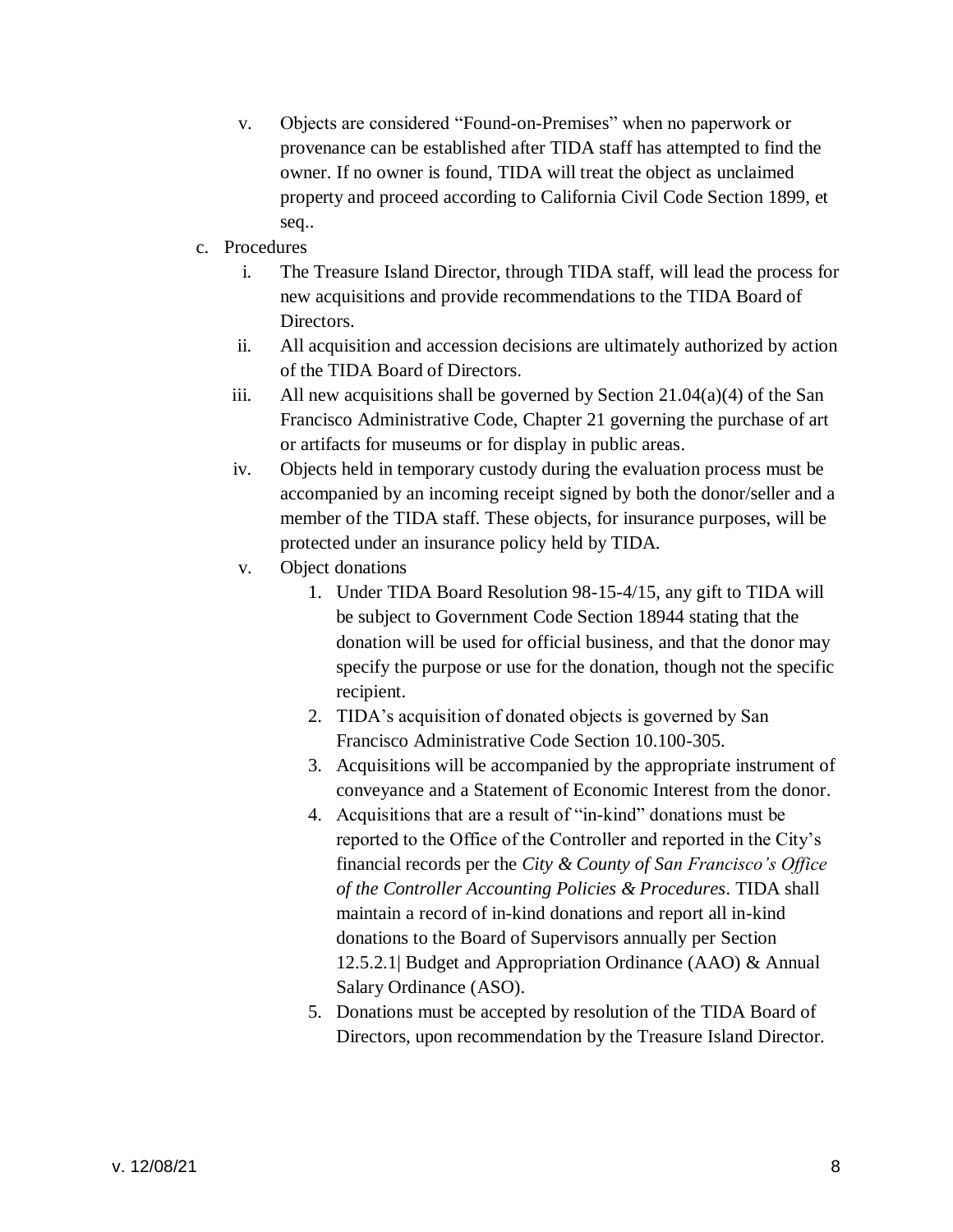v. Objects are considered "Found-on-Premises" when no paperwork or provenance can be established after TIDA staff has attempted to find the owner. If no owner is found, TIDA will treat the object as unclaimed property and proceed according to California Civil Code Section 1899, et seq..

c. Procedures

   i. The Treasure Island Director, through TIDA staff, will lead the process for new acquisitions and provide recommendations to the TIDA Board of Directors.

   ii. All acquisition and accession decisions are ultimately authorized by action of the TIDA Board of Directors.

   iii. All new acquisitions shall be governed by Section 21.04(a)(4) of the San Francisco Administrative Code, Chapter 21 governing the purchase of art or artifacts for museums or for display in public areas.

   iv. Objects held in temporary custody during the evaluation process must be accompanied by an incoming receipt signed by both the donor/seller and a member of the TIDA staff. These objects, for insurance purposes, will be protected under an insurance policy held by TIDA.

   v. Object donations

      1. Under TIDA Board Resolution 98-15-4/15, any gift to TIDA will be subject to Government Code Section 18944 stating that the donation will be used for official business, and that the donor may specify the purpose or use for the donation, though not the specific recipient.
      2. TIDA's acquisition of donated objects is governed by San Francisco Administrative Code Section 10.100-305.
      3. Acquisitions will be accompanied by the appropriate instrument of conveyance and a Statement of Economic Interest from the donor.
      4. Acquisitions that are a result of "in-kind" donations must be reported to the Office of the Controller and reported in the City's financial records per the *City & County of San Francisco's Office of the Controller Accounting Policies & Procedures*. TIDA shall maintain a record of in-kind donations and report all in-kind donations to the Board of Supervisors annually per Section 12.5.2.1| Budget and Appropriation Ordinance (AAO) & Annual Salary Ordinance (ASO).
      5. Donations must be accepted by resolution of the TIDA Board of Directors, upon recommendation by the Treasure Island Director.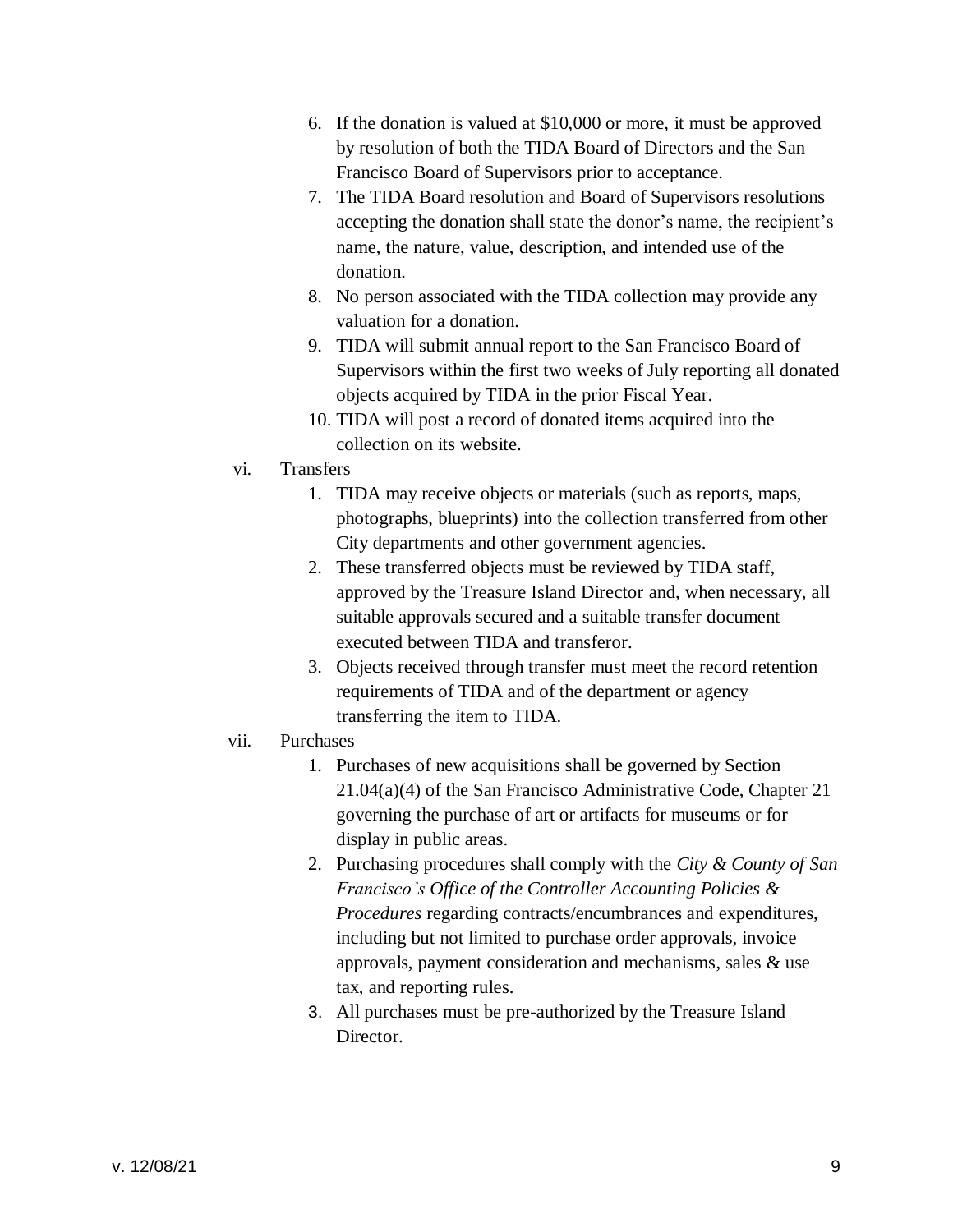6. If the donation is valued at $10,000 or more, it must be approved by resolution of both the TIDA Board of Directors and the San Francisco Board of Supervisors prior to acceptance.
7. The TIDA Board resolution and Board of Supervisors resolutions accepting the donation shall state the donor's name, the recipient's name, the nature, value, description, and intended use of the donation.
8. No person associated with the TIDA collection may provide any valuation for a donation.
9. TIDA will submit annual report to the San Francisco Board of Supervisors within the first two weeks of July reporting all donated objects acquired by TIDA in the prior Fiscal Year.
10. TIDA will post a record of donated items acquired into the collection on its website.

vi. Transfers

1. TIDA may receive objects or materials (such as reports, maps, photographs, blueprints) into the collection transferred from other City departments and other government agencies.
2. These transferred objects must be reviewed by TIDA staff, approved by the Treasure Island Director and, when necessary, all suitable approvals secured and a suitable transfer document executed between TIDA and transferor.
3. Objects received through transfer must meet the record retention requirements of TIDA and of the department or agency transferring the item to TIDA.

vii. Purchases

1. Purchases of new acquisitions shall be governed by Section 21.04(a)(4) of the San Francisco Administrative Code, Chapter 21 governing the purchase of art or artifacts for museums or for display in public areas.
2. Purchasing procedures shall comply with the *City & County of San Francisco's Office of the Controller Accounting Policies & Procedures* regarding contracts/encumbrances and expenditures, including but not limited to purchase order approvals, invoice approvals, payment consideration and mechanisms, sales & use tax, and reporting rules.
3. All purchases must be pre-authorized by the Treasure Island Director.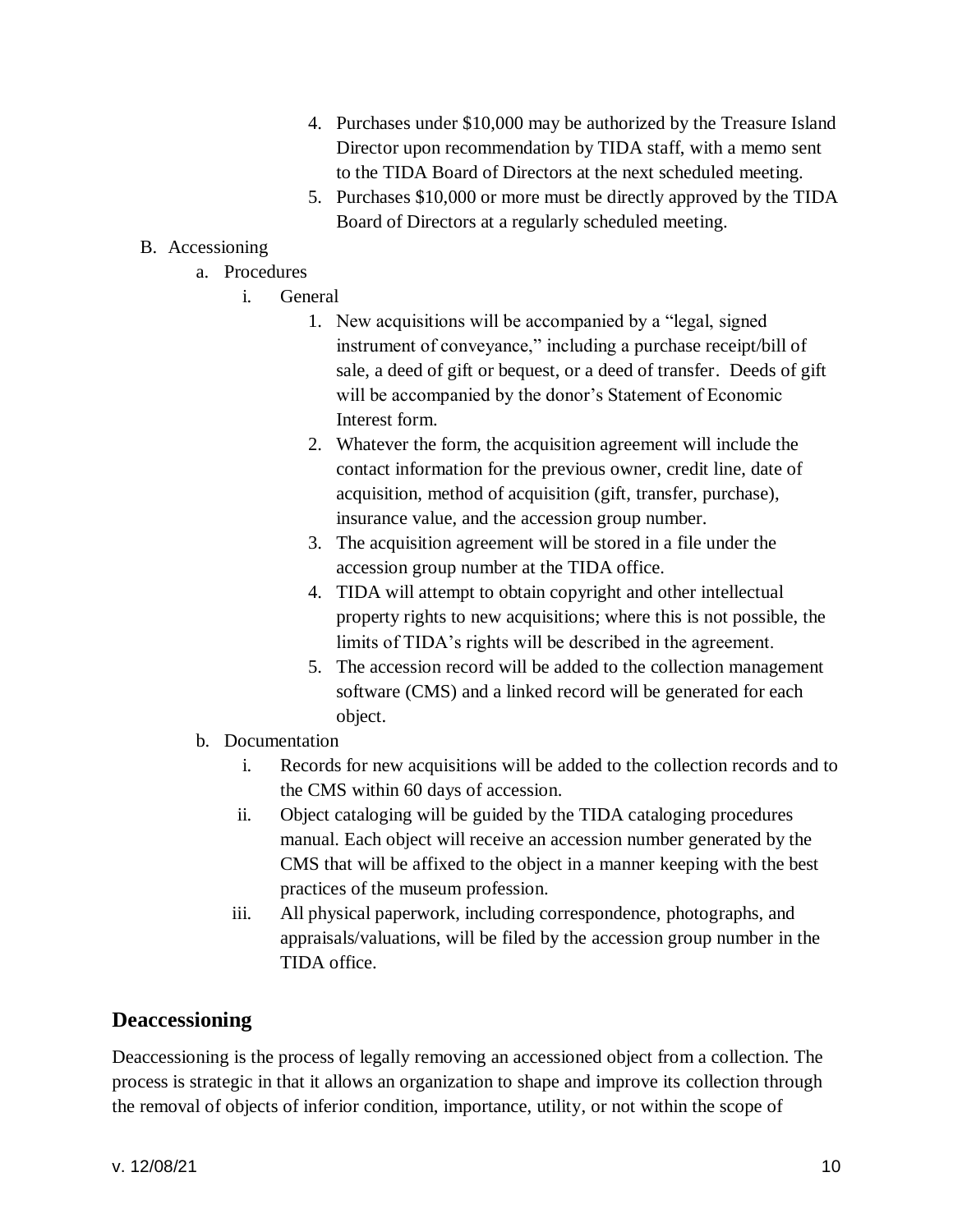4. Purchases under $10,000 may be authorized by the Treasure Island Director upon recommendation by TIDA staff, with a memo sent to the TIDA Board of Directors at the next scheduled meeting.
5. Purchases $10,000 or more must be directly approved by the TIDA Board of Directors at a regularly scheduled meeting.

B. Accessioning

a. Procedures

i. General

1. New acquisitions will be accompanied by a "legal, signed instrument of conveyance," including a purchase receipt/bill of sale, a deed of gift or bequest, or a deed of transfer. Deeds of gift will be accompanied by the donor's Statement of Economic Interest form.
2. Whatever the form, the acquisition agreement will include the contact information for the previous owner, credit line, date of acquisition, method of acquisition (gift, transfer, purchase), insurance value, and the accession group number.
3. The acquisition agreement will be stored in a file under the accession group number at the TIDA office.
4. TIDA will attempt to obtain copyright and other intellectual property rights to new acquisitions; where this is not possible, the limits of TIDA's rights will be described in the agreement.
5. The accession record will be added to the collection management software (CMS) and a linked record will be generated for each object.

b. Documentation

i. Records for new acquisitions will be added to the collection records and to the CMS within 60 days of accession.

ii. Object cataloging will be guided by the TIDA cataloging procedures manual. Each object will receive an accession number generated by the CMS that will be affixed to the object in a manner keeping with the best practices of the museum profession.

iii. All physical paperwork, including correspondence, photographs, and appraisals/valuations, will be filed by the accession group number in the TIDA office.

## Deaccessioning

Deaccessioning is the process of legally removing an accessioned object from a collection. The process is strategic in that it allows an organization to shape and improve its collection through the removal of objects of inferior condition, importance, utility, or not within the scope of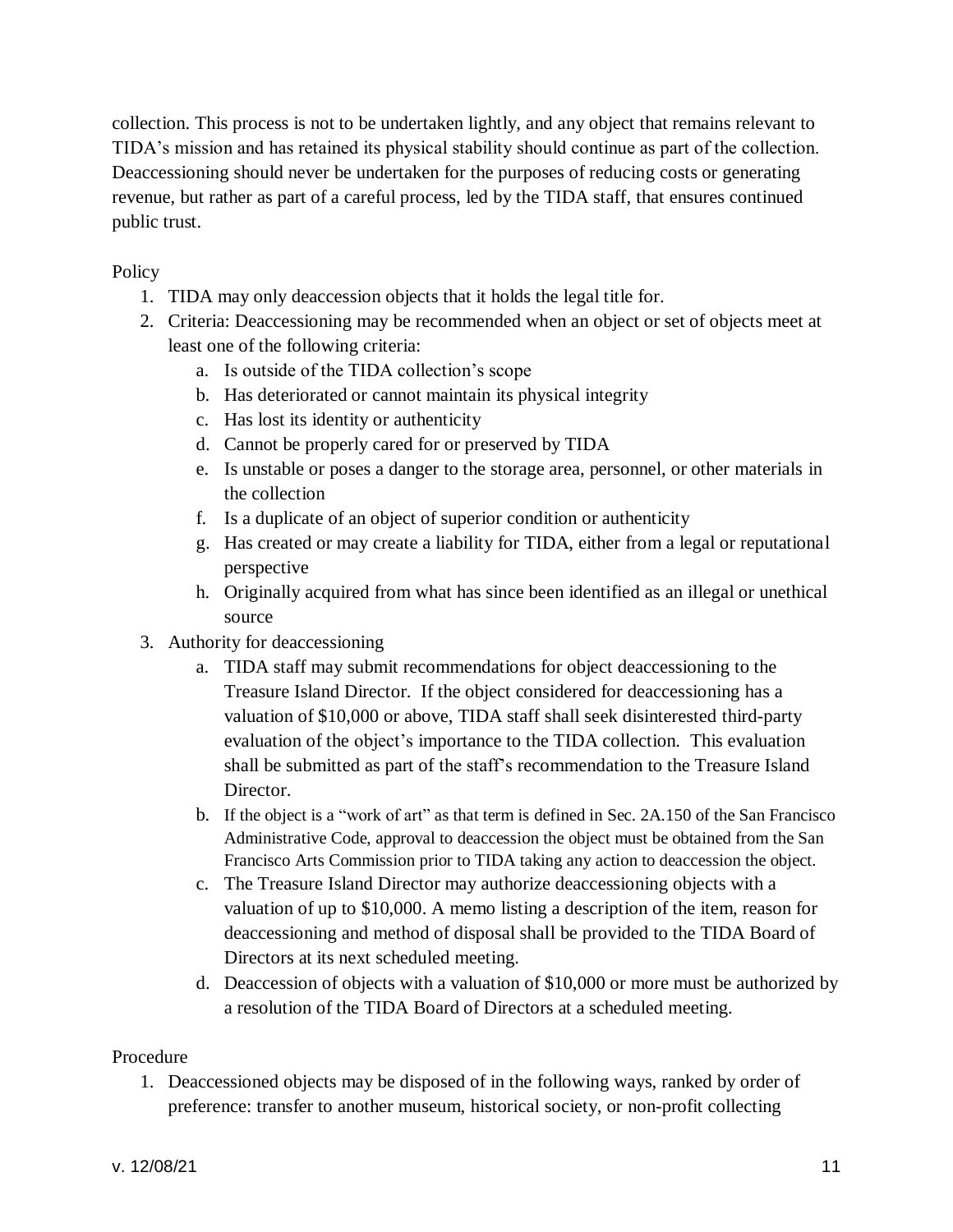collection. This process is not to be undertaken lightly, and any object that remains relevant to TIDA's mission and has retained its physical stability should continue as part of the collection. Deaccessioning should never be undertaken for the purposes of reducing costs or generating revenue, but rather as part of a careful process, led by the TIDA staff, that ensures continued public trust.

Policy

1. TIDA may only deaccession objects that it holds the legal title for.
2. Criteria: Deaccessioning may be recommended when an object or set of objects meet at least one of the following criteria:
    a. Is outside of the TIDA collection's scope
    b. Has deteriorated or cannot maintain its physical integrity
    c. Has lost its identity or authenticity
    d. Cannot be properly cared for or preserved by TIDA
    e. Is unstable or poses a danger to the storage area, personnel, or other materials in the collection
    f. Is a duplicate of an object of superior condition or authenticity
    g. Has created or may create a liability for TIDA, either from a legal or reputational perspective
    h. Originally acquired from what has since been identified as an illegal or unethical source
3. Authority for deaccessioning
    a. TIDA staff may submit recommendations for object deaccessioning to the Treasure Island Director. If the object considered for deaccessioning has a valuation of $10,000 or above, TIDA staff shall seek disinterested third-party evaluation of the object's importance to the TIDA collection. This evaluation shall be submitted as part of the staff's recommendation to the Treasure Island Director.
    b. If the object is a "work of art" as that term is defined in Sec. 2A.150 of the San Francisco Administrative Code, approval to deaccession the object must be obtained from the San Francisco Arts Commission prior to TIDA taking any action to deaccession the object.
    c. The Treasure Island Director may authorize deaccessioning objects with a valuation of up to $10,000. A memo listing a description of the item, reason for deaccessioning and method of disposal shall be provided to the TIDA Board of Directors at its next scheduled meeting.
    d. Deaccession of objects with a valuation of $10,000 or more must be authorized by a resolution of the TIDA Board of Directors at a scheduled meeting.

Procedure

1. Deaccessioned objects may be disposed of in the following ways, ranked by order of preference: transfer to another museum, historical society, or non-profit collecting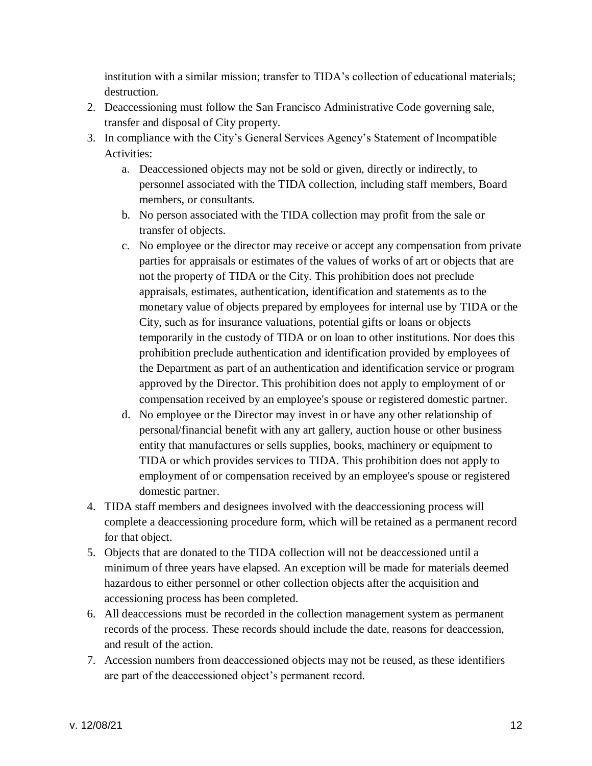institution with a similar mission; transfer to TIDA's collection of educational materials; destruction.

2. Deaccessioning must follow the San Francisco Administrative Code governing sale, transfer and disposal of City property.
3. In compliance with the City's General Services Agency's Statement of Incompatible Activities:
   a. Deaccessioned objects may not be sold or given, directly or indirectly, to personnel associated with the TIDA collection, including staff members, Board members, or consultants.
   b. No person associated with the TIDA collection may profit from the sale or transfer of objects.
   c. No employee or the director may receive or accept any compensation from private parties for appraisals or estimates of the values of works of art or objects that are not the property of TIDA or the City. This prohibition does not preclude appraisals, estimates, authentication, identification and statements as to the monetary value of objects prepared by employees for internal use by TIDA or the City, such as for insurance valuations, potential gifts or loans or objects temporarily in the custody of TIDA or on loan to other institutions. Nor does this prohibition preclude authentication and identification provided by employees of the Department as part of an authentication and identification service or program approved by the Director. This prohibition does not apply to employment of or compensation received by an employee's spouse or registered domestic partner.
   d. No employee or the Director may invest in or have any other relationship of personal/financial benefit with any art gallery, auction house or other business entity that manufactures or sells supplies, books, machinery or equipment to TIDA or which provides services to TIDA. This prohibition does not apply to employment of or compensation received by an employee's spouse or registered domestic partner.
4. TIDA staff members and designees involved with the deaccessioning process will complete a deaccessioning procedure form, which will be retained as a permanent record for that object.
5. Objects that are donated to the TIDA collection will not be deaccessioned until a minimum of three years have elapsed. An exception will be made for materials deemed hazardous to either personnel or other collection objects after the acquisition and accessioning process has been completed.
6. All deaccessions must be recorded in the collection management system as permanent records of the process. These records should include the date, reasons for deaccession, and result of the action.
7. Accession numbers from deaccessioned objects may not be reused, as these identifiers are part of the deaccessioned object's permanent record.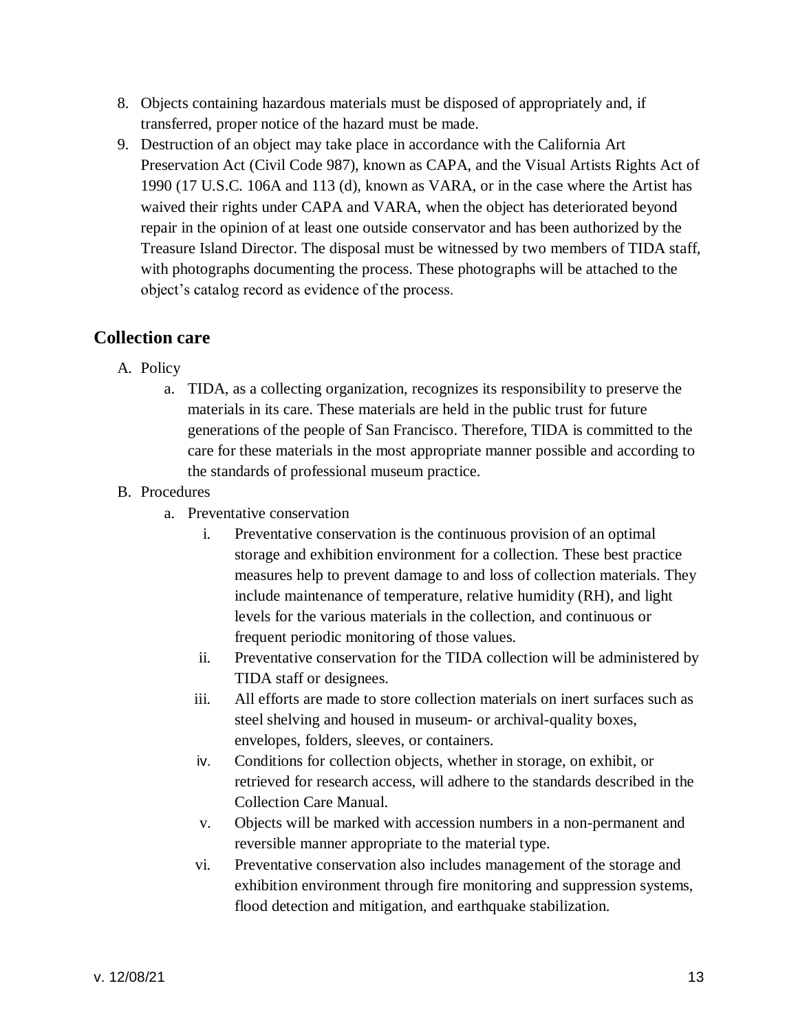8. Objects containing hazardous materials must be disposed of appropriately and, if transferred, proper notice of the hazard must be made.
9. Destruction of an object may take place in accordance with the California Art Preservation Act (Civil Code 987), known as CAPA, and the Visual Artists Rights Act of 1990 (17 U.S.C. 106A and 113 (d), known as VARA, or in the case where the Artist has waived their rights under CAPA and VARA, when the object has deteriorated beyond repair in the opinion of at least one outside conservator and has been authorized by the Treasure Island Director. The disposal must be witnessed by two members of TIDA staff, with photographs documenting the process. These photographs will be attached to the object's catalog record as evidence of the process.

## Collection care

A. Policy
   a. TIDA, as a collecting organization, recognizes its responsibility to preserve the materials in its care. These materials are held in the public trust for future generations of the people of San Francisco. Therefore, TIDA is committed to the care for these materials in the most appropriate manner possible and according to the standards of professional museum practice.

B. Procedures
   a. Preventative conservation
      i. Preventative conservation is the continuous provision of an optimal storage and exhibition environment for a collection. These best practice measures help to prevent damage to and loss of collection materials. They include maintenance of temperature, relative humidity (RH), and light levels for the various materials in the collection, and continuous or frequent periodic monitoring of those values.
      ii. Preventative conservation for the TIDA collection will be administered by TIDA staff or designees.
      iii. All efforts are made to store collection materials on inert surfaces such as steel shelving and housed in museum- or archival-quality boxes, envelopes, folders, sleeves, or containers.
      iv. Conditions for collection objects, whether in storage, on exhibit, or retrieved for research access, will adhere to the standards described in the Collection Care Manual.
      v. Objects will be marked with accession numbers in a non-permanent and reversible manner appropriate to the material type.
      vi. Preventative conservation also includes management of the storage and exhibition environment through fire monitoring and suppression systems, flood detection and mitigation, and earthquake stabilization.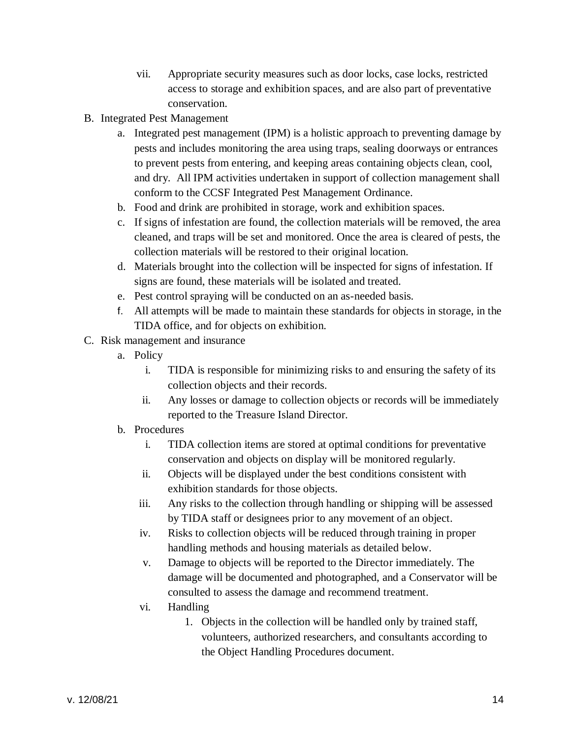vii. Appropriate security measures such as door locks, case locks, restricted access to storage and exhibition spaces, and are also part of preventative conservation.

B. Integrated Pest Management
   a. Integrated pest management (IPM) is a holistic approach to preventing damage by pests and includes monitoring the area using traps, sealing doorways or entrances to prevent pests from entering, and keeping areas containing objects clean, cool, and dry. All IPM activities undertaken in support of collection management shall conform to the CCSF Integrated Pest Management Ordinance.
   b. Food and drink are prohibited in storage, work and exhibition spaces.
   c. If signs of infestation are found, the collection materials will be removed, the area cleaned, and traps will be set and monitored. Once the area is cleared of pests, the collection materials will be restored to their original location.
   d. Materials brought into the collection will be inspected for signs of infestation. If signs are found, these materials will be isolated and treated.
   e. Pest control spraying will be conducted on an as-needed basis.
   f. All attempts will be made to maintain these standards for objects in storage, in the TIDA office, and for objects on exhibition.

C. Risk management and insurance
   a. Policy
      i. TIDA is responsible for minimizing risks to and ensuring the safety of its collection objects and their records.
      ii. Any losses or damage to collection objects or records will be immediately reported to the Treasure Island Director.
   b. Procedures
      i. TIDA collection items are stored at optimal conditions for preventative conservation and objects on display will be monitored regularly.
      ii. Objects will be displayed under the best conditions consistent with exhibition standards for those objects.
      iii. Any risks to the collection through handling or shipping will be assessed by TIDA staff or designees prior to any movement of an object.
      iv. Risks to collection objects will be reduced through training in proper handling methods and housing materials as detailed below.
      v. Damage to objects will be reported to the Director immediately. The damage will be documented and photographed, and a Conservator will be consulted to assess the damage and recommend treatment.
      vi. Handling
         1. Objects in the collection will be handled only by trained staff, volunteers, authorized researchers, and consultants according to the Object Handling Procedures document.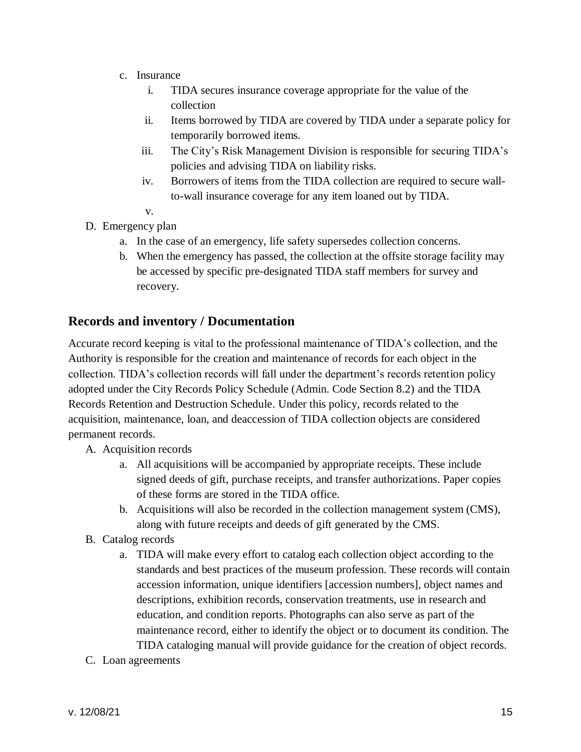c. Insurance
    i. TIDA secures insurance coverage appropriate for the value of the collection
    ii. Items borrowed by TIDA are covered by TIDA under a separate policy for temporarily borrowed items.
    iii. The City's Risk Management Division is responsible for securing TIDA's policies and advising TIDA on liability risks.
    iv. Borrowers of items from the TIDA collection are required to secure wall-to-wall insurance coverage for any item loaned out by TIDA.
    v.

D. Emergency plan
    a. In the case of an emergency, life safety supersedes collection concerns.
    b. When the emergency has passed, the collection at the offsite storage facility may be accessed by specific pre-designated TIDA staff members for survey and recovery.

## Records and inventory / Documentation

Accurate record keeping is vital to the professional maintenance of TIDA's collection, and the Authority is responsible for the creation and maintenance of records for each object in the collection. TIDA's collection records will fall under the department's records retention policy adopted under the City Records Policy Schedule (Admin. Code Section 8.2) and the TIDA Records Retention and Destruction Schedule. Under this policy, records related to the acquisition, maintenance, loan, and deaccession of TIDA collection objects are considered permanent records.

A. Acquisition records
    a. All acquisitions will be accompanied by appropriate receipts. These include signed deeds of gift, purchase receipts, and transfer authorizations. Paper copies of these forms are stored in the TIDA office.
    b. Acquisitions will also be recorded in the collection management system (CMS), along with future receipts and deeds of gift generated by the CMS.

B. Catalog records
    a. TIDA will make every effort to catalog each collection object according to the standards and best practices of the museum profession. These records will contain accession information, unique identifiers [accession numbers], object names and descriptions, exhibition records, conservation treatments, use in research and education, and condition reports. Photographs can also serve as part of the maintenance record, either to identify the object or to document its condition. The TIDA cataloging manual will provide guidance for the creation of object records.

C. Loan agreements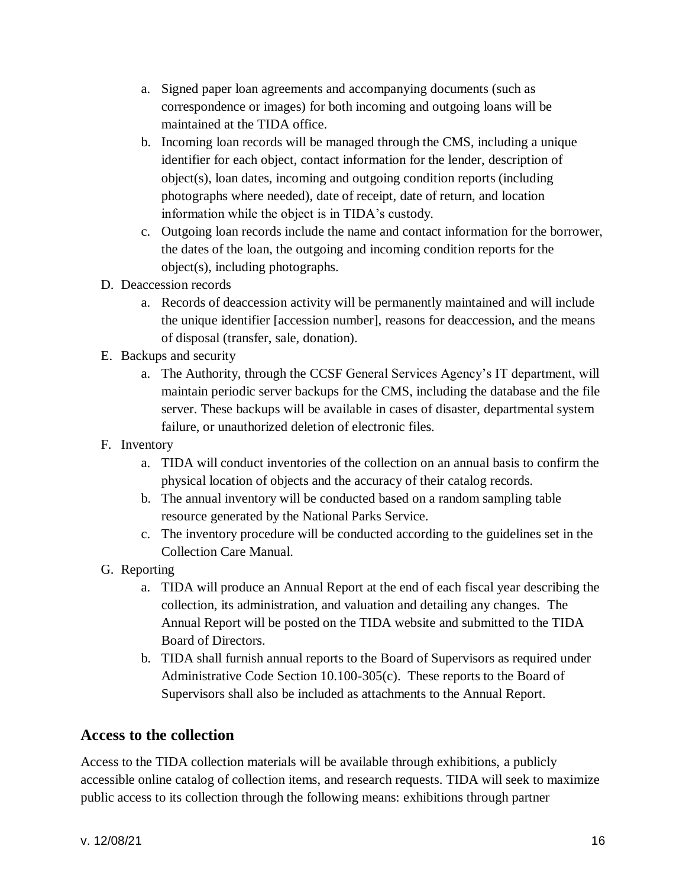a. Signed paper loan agreements and accompanying documents (such as correspondence or images) for both incoming and outgoing loans will be maintained at the TIDA office.
   b. Incoming loan records will be managed through the CMS, including a unique identifier for each object, contact information for the lender, description of object(s), loan dates, incoming and outgoing condition reports (including photographs where needed), date of receipt, date of return, and location information while the object is in TIDA's custody.
   c. Outgoing loan records include the name and contact information for the borrower, the dates of the loan, the outgoing and incoming condition reports for the object(s), including photographs.

D. Deaccession records
   a. Records of deaccession activity will be permanently maintained and will include the unique identifier [accession number], reasons for deaccession, and the means of disposal (transfer, sale, donation).

E. Backups and security
   a. The Authority, through the CCSF General Services Agency's IT department, will maintain periodic server backups for the CMS, including the database and the file server. These backups will be available in cases of disaster, departmental system failure, or unauthorized deletion of electronic files.

F. Inventory
   a. TIDA will conduct inventories of the collection on an annual basis to confirm the physical location of objects and the accuracy of their catalog records.
   b. The annual inventory will be conducted based on a random sampling table resource generated by the National Parks Service.
   c. The inventory procedure will be conducted according to the guidelines set in the Collection Care Manual.

G. Reporting
   a. TIDA will produce an Annual Report at the end of each fiscal year describing the collection, its administration, and valuation and detailing any changes. The Annual Report will be posted on the TIDA website and submitted to the TIDA Board of Directors.
   b. TIDA shall furnish annual reports to the Board of Supervisors as required under Administrative Code Section 10.100-305(c). These reports to the Board of Supervisors shall also be included as attachments to the Annual Report.

## Access to the collection

Access to the TIDA collection materials will be available through exhibitions, a publicly accessible online catalog of collection items, and research requests. TIDA will seek to maximize public access to its collection through the following means: exhibitions through partner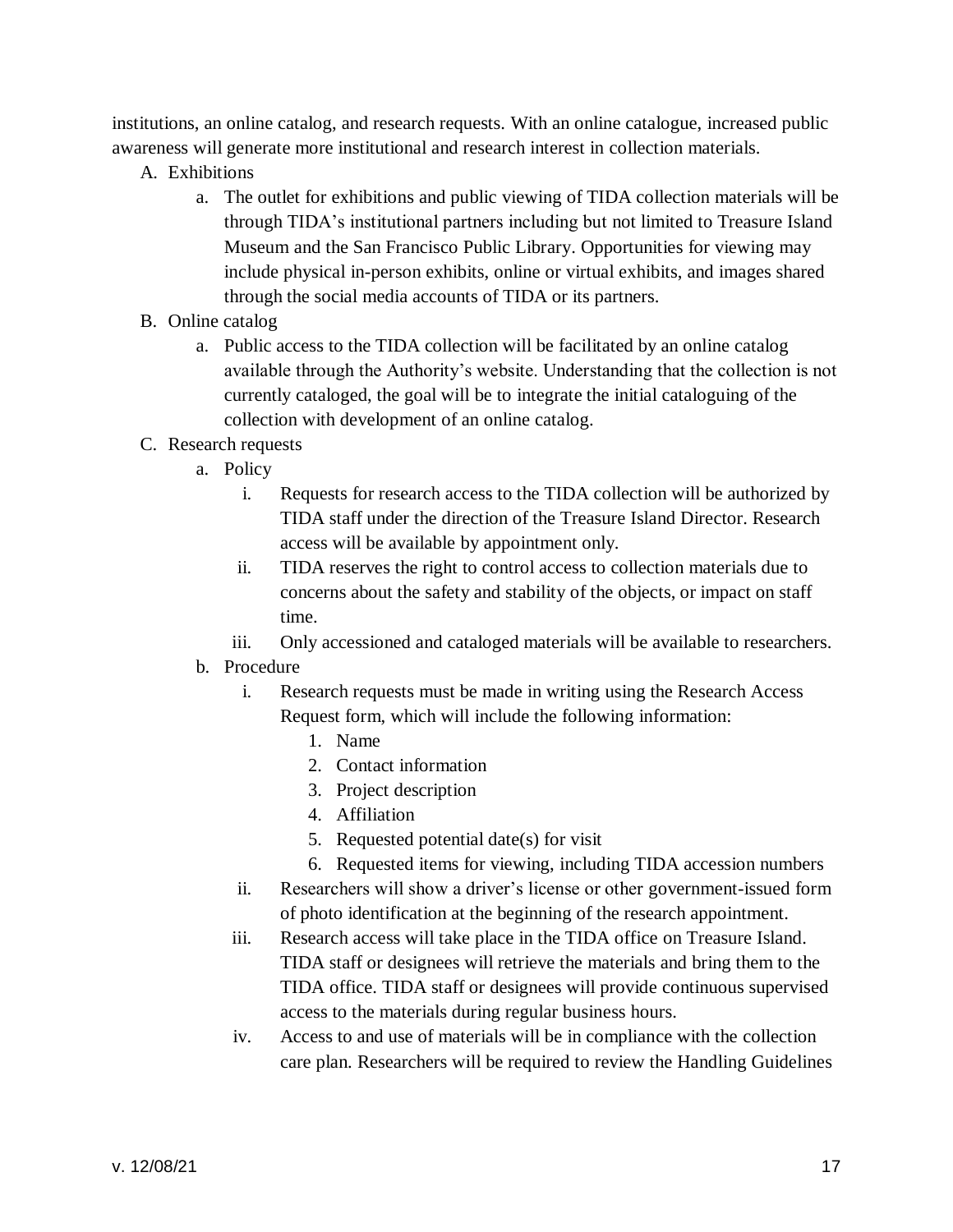institutions, an online catalog, and research requests. With an online catalogue, increased public awareness will generate more institutional and research interest in collection materials.

A. Exhibitions
    a. The outlet for exhibitions and public viewing of TIDA collection materials will be through TIDA's institutional partners including but not limited to Treasure Island Museum and the San Francisco Public Library. Opportunities for viewing may include physical in-person exhibits, online or virtual exhibits, and images shared through the social media accounts of TIDA or its partners.
B. Online catalog
    a. Public access to the TIDA collection will be facilitated by an online catalog available through the Authority's website. Understanding that the collection is not currently cataloged, the goal will be to integrate the initial cataloguing of the collection with development of an online catalog.
C. Research requests
    a. Policy
        i. Requests for research access to the TIDA collection will be authorized by TIDA staff under the direction of the Treasure Island Director. Research access will be available by appointment only.
        ii. TIDA reserves the right to control access to collection materials due to concerns about the safety and stability of the objects, or impact on staff time.
        iii. Only accessioned and cataloged materials will be available to researchers.
    b. Procedure
        i. Research requests must be made in writing using the Research Access Request form, which will include the following information:
            1. Name
            2. Contact information
            3. Project description
            4. Affiliation
            5. Requested potential date(s) for visit
            6. Requested items for viewing, including TIDA accession numbers
        ii. Researchers will show a driver's license or other government-issued form of photo identification at the beginning of the research appointment.
        iii. Research access will take place in the TIDA office on Treasure Island. TIDA staff or designees will retrieve the materials and bring them to the TIDA office. TIDA staff or designees will provide continuous supervised access to the materials during regular business hours.
        iv. Access to and use of materials will be in compliance with the collection care plan. Researchers will be required to review the Handling Guidelines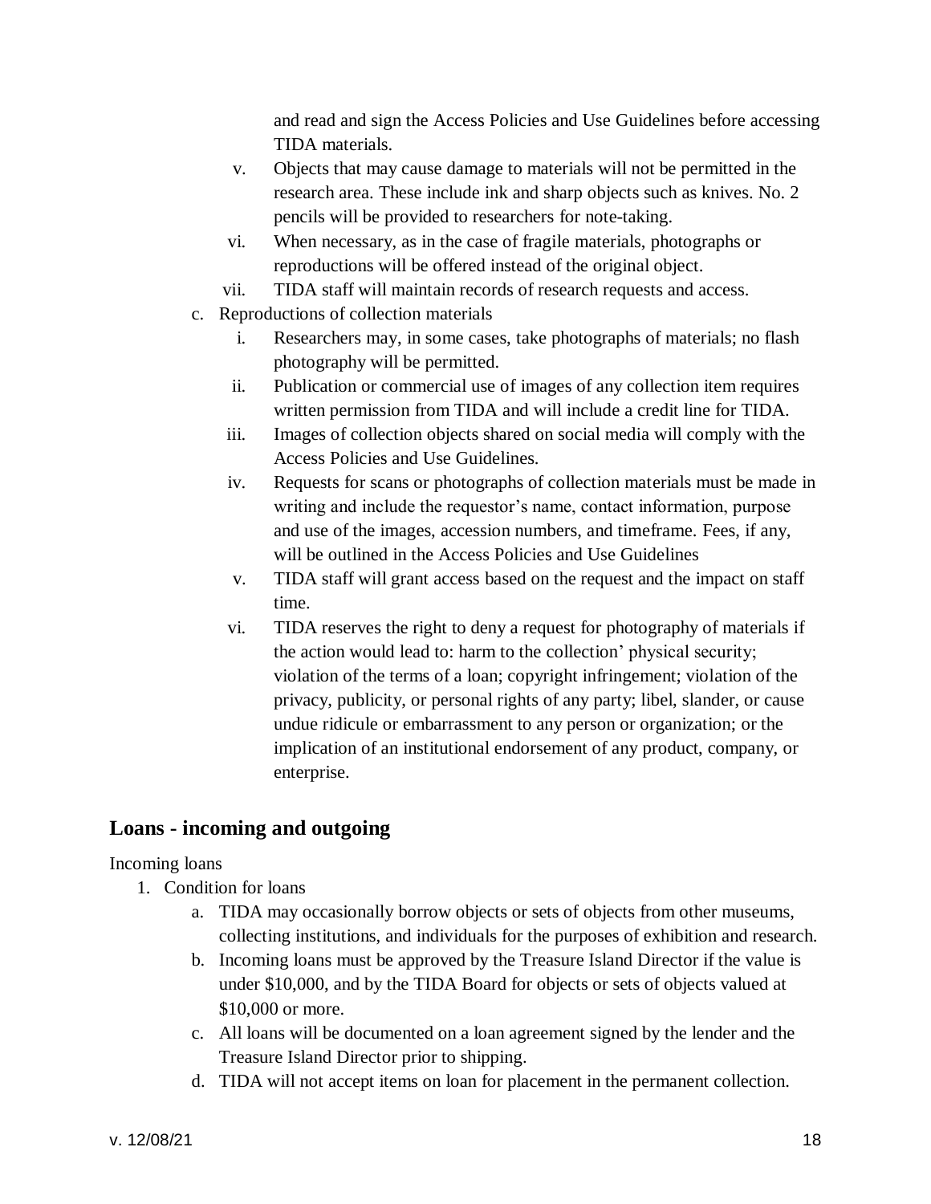and read and sign the Access Policies and Use Guidelines before accessing TIDA materials.

v. Objects that may cause damage to materials will not be permitted in the research area. These include ink and sharp objects such as knives. No. 2 pencils will be provided to researchers for note-taking.

vi. When necessary, as in the case of fragile materials, photographs or reproductions will be offered instead of the original object.

vii. TIDA staff will maintain records of research requests and access.

c. Reproductions of collection materials

   i. Researchers may, in some cases, take photographs of materials; no flash photography will be permitted.

   ii. Publication or commercial use of images of any collection item requires written permission from TIDA and will include a credit line for TIDA.

   iii. Images of collection objects shared on social media will comply with the Access Policies and Use Guidelines.

   iv. Requests for scans or photographs of collection materials must be made in writing and include the requestor's name, contact information, purpose and use of the images, accession numbers, and timeframe. Fees, if any, will be outlined in the Access Policies and Use Guidelines

   v. TIDA staff will grant access based on the request and the impact on staff time.

   vi. TIDA reserves the right to deny a request for photography of materials if the action would lead to: harm to the collection' physical security; violation of the terms of a loan; copyright infringement; violation of the privacy, publicity, or personal rights of any party; libel, slander, or cause undue ridicule or embarrassment to any person or organization; or the implication of an institutional endorsement of any product, company, or enterprise.

## Loans - incoming and outgoing

Incoming loans

1. Condition for loans
   a. TIDA may occasionally borrow objects or sets of objects from other museums, collecting institutions, and individuals for the purposes of exhibition and research.
   b. Incoming loans must be approved by the Treasure Island Director if the value is under $10,000, and by the TIDA Board for objects or sets of objects valued at $10,000 or more.
   c. All loans will be documented on a loan agreement signed by the lender and the Treasure Island Director prior to shipping.
   d. TIDA will not accept items on loan for placement in the permanent collection.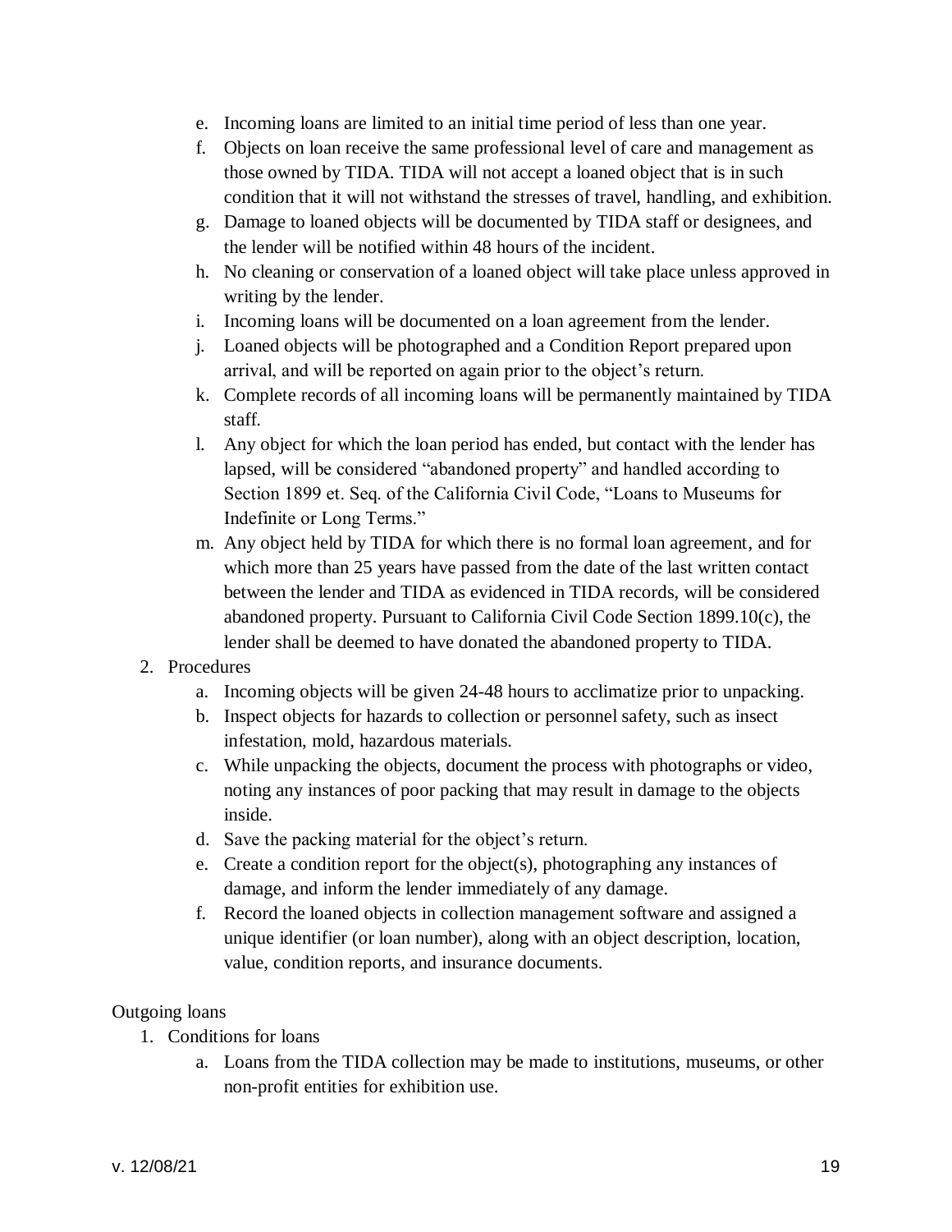e. Incoming loans are limited to an initial time period of less than one year.
f. Objects on loan receive the same professional level of care and management as those owned by TIDA. TIDA will not accept a loaned object that is in such condition that it will not withstand the stresses of travel, handling, and exhibition.
g. Damage to loaned objects will be documented by TIDA staff or designees, and the lender will be notified within 48 hours of the incident.
h. No cleaning or conservation of a loaned object will take place unless approved in writing by the lender.
i. Incoming loans will be documented on a loan agreement from the lender.
j. Loaned objects will be photographed and a Condition Report prepared upon arrival, and will be reported on again prior to the object's return.
k. Complete records of all incoming loans will be permanently maintained by TIDA staff.
l. Any object for which the loan period has ended, but contact with the lender has lapsed, will be considered "abandoned property" and handled according to Section 1899 et. Seq. of the California Civil Code, "Loans to Museums for Indefinite or Long Terms."
m. Any object held by TIDA for which there is no formal loan agreement, and for which more than 25 years have passed from the date of the last written contact between the lender and TIDA as evidenced in TIDA records, will be considered abandoned property. Pursuant to California Civil Code Section 1899.10(c), the lender shall be deemed to have donated the abandoned property to TIDA.

2. Procedures
   a. Incoming objects will be given 24-48 hours to acclimatize prior to unpacking.
   b. Inspect objects for hazards to collection or personnel safety, such as insect infestation, mold, hazardous materials.
   c. While unpacking the objects, document the process with photographs or video, noting any instances of poor packing that may result in damage to the objects inside.
   d. Save the packing material for the object's return.
   e. Create a condition report for the object(s), photographing any instances of damage, and inform the lender immediately of any damage.
   f. Record the loaned objects in collection management software and assigned a unique identifier (or loan number), along with an object description, location, value, condition reports, and insurance documents.

Outgoing loans

1. Conditions for loans
   a. Loans from the TIDA collection may be made to institutions, museums, or other non-profit entities for exhibition use.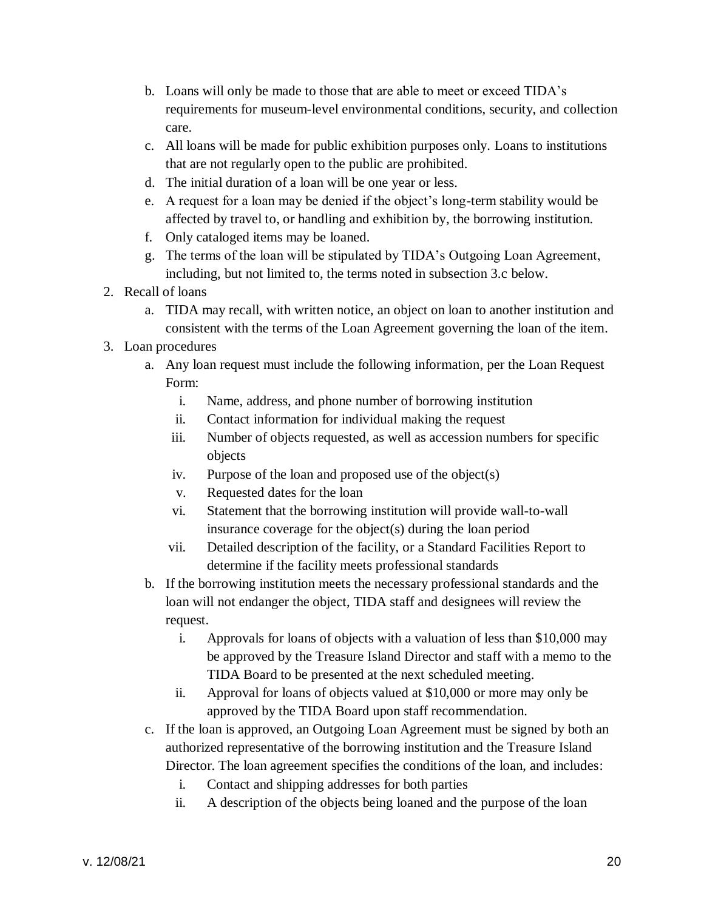b. Loans will only be made to those that are able to meet or exceed TIDA's requirements for museum-level environmental conditions, security, and collection care.
   c. All loans will be made for public exhibition purposes only. Loans to institutions that are not regularly open to the public are prohibited.
   d. The initial duration of a loan will be one year or less.
   e. A request for a loan may be denied if the object's long-term stability would be affected by travel to, or handling and exhibition by, the borrowing institution.
   f. Only cataloged items may be loaned.
   g. The terms of the loan will be stipulated by TIDA's Outgoing Loan Agreement, including, but not limited to, the terms noted in subsection 3.c below.

2. Recall of loans
   a. TIDA may recall, with written notice, an object on loan to another institution and consistent with the terms of the Loan Agreement governing the loan of the item.

3. Loan procedures
   a. Any loan request must include the following information, per the Loan Request Form:
      i. Name, address, and phone number of borrowing institution
      ii. Contact information for individual making the request
      iii. Number of objects requested, as well as accession numbers for specific objects
      iv. Purpose of the loan and proposed use of the object(s)
      v. Requested dates for the loan
      vi. Statement that the borrowing institution will provide wall-to-wall insurance coverage for the object(s) during the loan period
      vii. Detailed description of the facility, or a Standard Facilities Report to determine if the facility meets professional standards
   b. If the borrowing institution meets the necessary professional standards and the loan will not endanger the object, TIDA staff and designees will review the request.
      i. Approvals for loans of objects with a valuation of less than $10,000 may be approved by the Treasure Island Director and staff with a memo to the TIDA Board to be presented at the next scheduled meeting.
      ii. Approval for loans of objects valued at $10,000 or more may only be approved by the TIDA Board upon staff recommendation.
   c. If the loan is approved, an Outgoing Loan Agreement must be signed by both an authorized representative of the borrowing institution and the Treasure Island Director. The loan agreement specifies the conditions of the loan, and includes:
      i. Contact and shipping addresses for both parties
      ii. A description of the objects being loaned and the purpose of the loan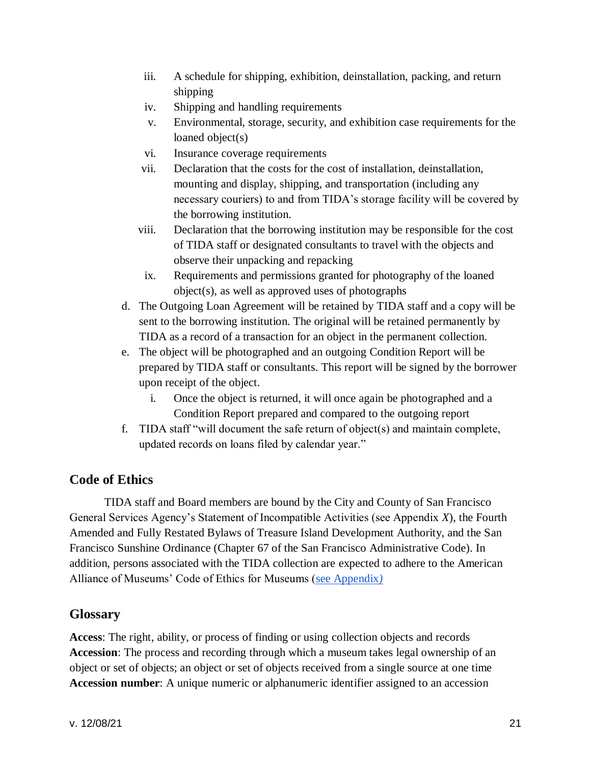iii. A schedule for shipping, exhibition, deinstallation, packing, and return shipping
   iv. Shipping and handling requirements
   v. Environmental, storage, security, and exhibition case requirements for the loaned object(s)
   vi. Insurance coverage requirements
   vii. Declaration that the costs for the cost of installation, deinstallation, mounting and display, shipping, and transportation (including any necessary couriers) to and from TIDA's storage facility will be covered by the borrowing institution.
   viii. Declaration that the borrowing institution may be responsible for the cost of TIDA staff or designated consultants to travel with the objects and observe their unpacking and repacking
   ix. Requirements and permissions granted for photography of the loaned object(s), as well as approved uses of photographs

d. The Outgoing Loan Agreement will be retained by TIDA staff and a copy will be sent to the borrowing institution. The original will be retained permanently by TIDA as a record of a transaction for an object in the permanent collection.

e. The object will be photographed and an outgoing Condition Report will be prepared by TIDA staff or consultants. This report will be signed by the borrower upon receipt of the object.
   i. Once the object is returned, it will once again be photographed and a Condition Report prepared and compared to the outgoing report

f. TIDA staff "will document the safe return of object(s) and maintain complete, updated records on loans filed by calendar year."

## Code of Ethics

TIDA staff and Board members are bound by the City and County of San Francisco General Services Agency's Statement of Incompatible Activities (see Appendix *X*), the Fourth Amended and Fully Restated Bylaws of Treasure Island Development Authority, and the San Francisco Sunshine Ordinance (Chapter 67 of the San Francisco Administrative Code). In addition, persons associated with the TIDA collection are expected to adhere to the American Alliance of Museums' Code of Ethics for Museums (see Appendix*)*

## Glossary

**Access**: The right, ability, or process of finding or using collection objects and records
**Accession**: The process and recording through which a museum takes legal ownership of an object or set of objects; an object or set of objects received from a single source at one time
**Accession number**: A unique numeric or alphanumeric identifier assigned to an accession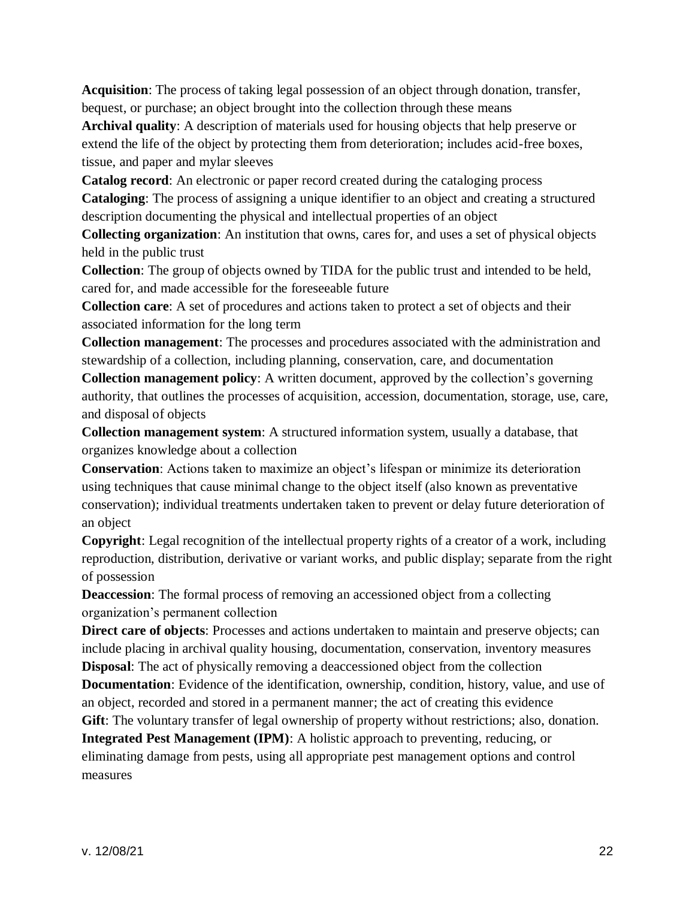**Acquisition**: The process of taking legal possession of an object through donation, transfer, bequest, or purchase; an object brought into the collection through these means

**Archival quality**: A description of materials used for housing objects that help preserve or extend the life of the object by protecting them from deterioration; includes acid-free boxes, tissue, and paper and mylar sleeves

**Catalog record**: An electronic or paper record created during the cataloging process

**Cataloging**: The process of assigning a unique identifier to an object and creating a structured description documenting the physical and intellectual properties of an object

**Collecting organization**: An institution that owns, cares for, and uses a set of physical objects held in the public trust

**Collection**: The group of objects owned by TIDA for the public trust and intended to be held, cared for, and made accessible for the foreseeable future

**Collection care**: A set of procedures and actions taken to protect a set of objects and their associated information for the long term

**Collection management**: The processes and procedures associated with the administration and stewardship of a collection, including planning, conservation, care, and documentation

**Collection management policy**: A written document, approved by the collection's governing authority, that outlines the processes of acquisition, accession, documentation, storage, use, care, and disposal of objects

**Collection management system**: A structured information system, usually a database, that organizes knowledge about a collection

**Conservation**: Actions taken to maximize an object's lifespan or minimize its deterioration using techniques that cause minimal change to the object itself (also known as preventative conservation); individual treatments undertaken taken to prevent or delay future deterioration of an object

**Copyright**: Legal recognition of the intellectual property rights of a creator of a work, including reproduction, distribution, derivative or variant works, and public display; separate from the right of possession

**Deaccession**: The formal process of removing an accessioned object from a collecting organization's permanent collection

**Direct care of objects**: Processes and actions undertaken to maintain and preserve objects; can include placing in archival quality housing, documentation, conservation, inventory measures

**Disposal**: The act of physically removing a deaccessioned object from the collection

**Documentation**: Evidence of the identification, ownership, condition, history, value, and use of an object, recorded and stored in a permanent manner; the act of creating this evidence

**Gift**: The voluntary transfer of legal ownership of property without restrictions; also, donation.

**Integrated Pest Management (IPM)**: A holistic approach to preventing, reducing, or eliminating damage from pests, using all appropriate pest management options and control measures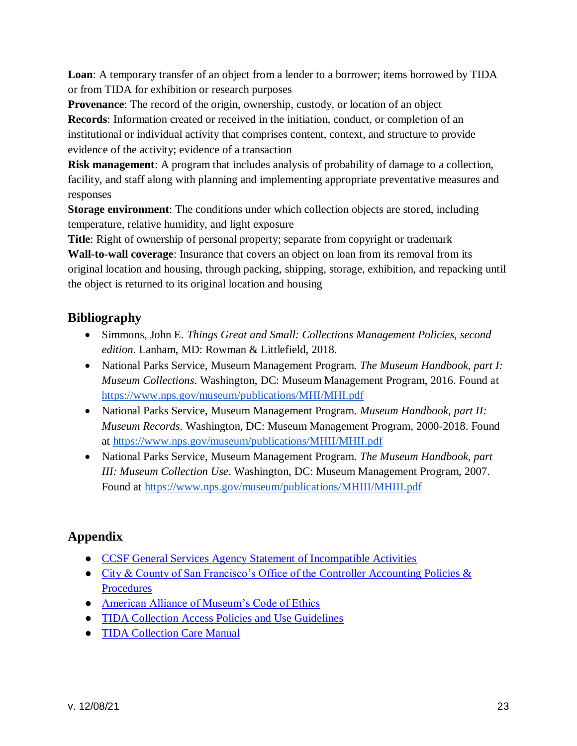**Loan**: A temporary transfer of an object from a lender to a borrower; items borrowed by TIDA or from TIDA for exhibition or research purposes

**Provenance**: The record of the origin, ownership, custody, or location of an object

**Records**: Information created or received in the initiation, conduct, or completion of an institutional or individual activity that comprises content, context, and structure to provide evidence of the activity; evidence of a transaction

**Risk management**: A program that includes analysis of probability of damage to a collection, facility, and staff along with planning and implementing appropriate preventative measures and responses

**Storage environment**: The conditions under which collection objects are stored, including temperature, relative humidity, and light exposure

**Title**: Right of ownership of personal property; separate from copyright or trademark

**Wall-to-wall coverage**: Insurance that covers an object on loan from its removal from its original location and housing, through packing, shipping, storage, exhibition, and repacking until the object is returned to its original location and housing

## Bibliography

- Simmons, John E. *Things Great and Small: Collections Management Policies, second edition*. Lanham, MD: Rowman & Littlefield, 2018.
- National Parks Service, Museum Management Program. *The Museum Handbook, part I: Museum Collections*. Washington, DC: Museum Management Program, 2016. Found at https://www.nps.gov/museum/publications/MHI/MHI.pdf
- National Parks Service, Museum Management Program. *Museum Handbook, part II: Museum Records*. Washington, DC: Museum Management Program, 2000-2018. Found at https://www.nps.gov/museum/publications/MHII/MHII.pdf
- National Parks Service, Museum Management Program. *The Museum Handbook, part III: Museum Collection Use*. Washington, DC: Museum Management Program, 2007. Found at https://www.nps.gov/museum/publications/MHIII/MHIII.pdf

## Appendix

- CCSF General Services Agency Statement of Incompatible Activities
- City & County of San Francisco's Office of the Controller Accounting Policies & Procedures
- American Alliance of Museum's Code of Ethics
- TIDA Collection Access Policies and Use Guidelines
- TIDA Collection Care Manual